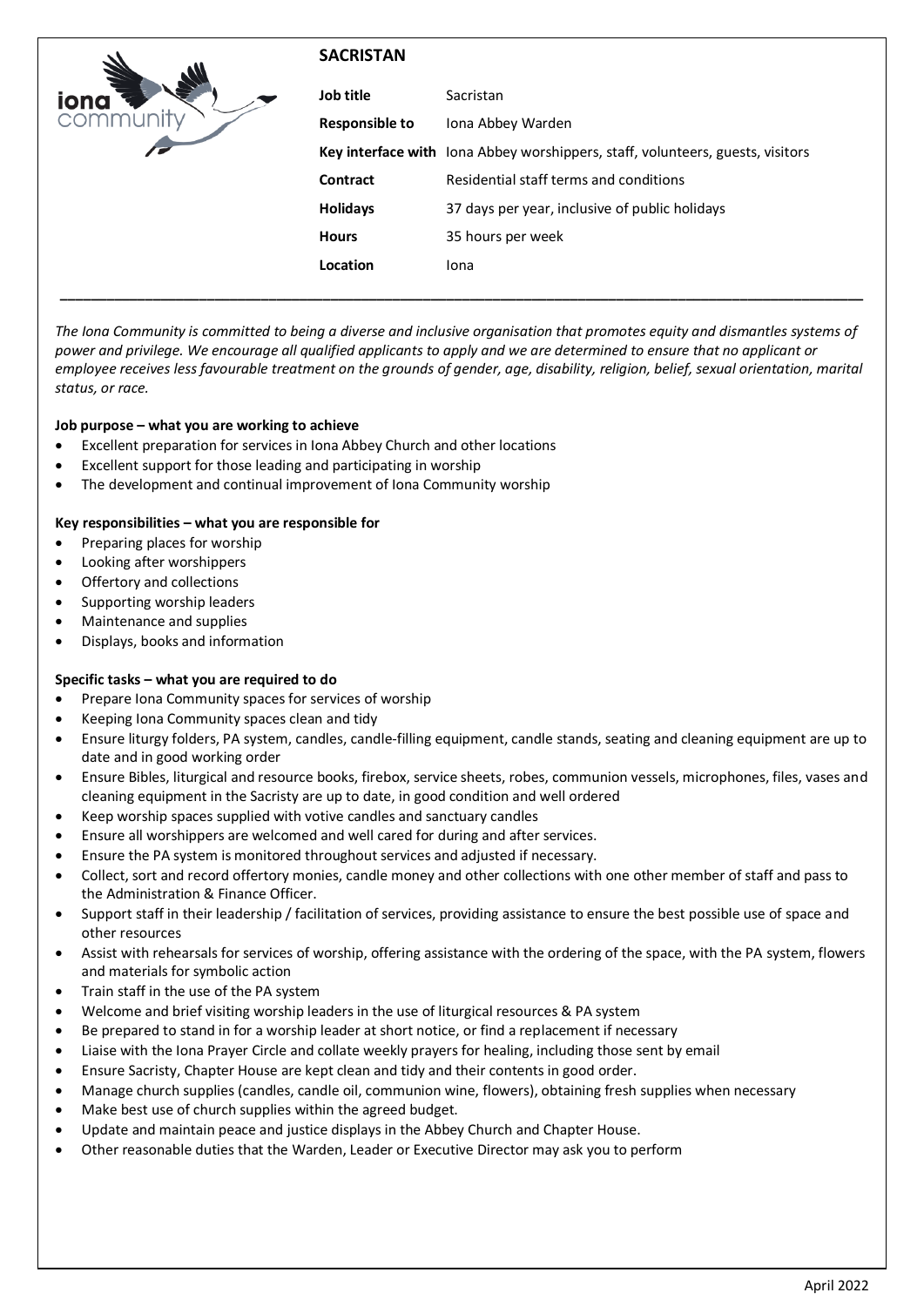# SACRISTAN

| | |
|---|---|
| **Job title** | Sacristan |
| **Responsible to** | Iona Abbey Warden |
| **Key interface with** | Iona Abbey worshippers, staff, volunteers, guests, visitors |
| **Contract** | Residential staff terms and conditions |
| **Holidays** | 37 days per year, inclusive of public holidays |
| **Hours** | 35 hours per week |
| **Location** | Iona |

---

*The Iona Community is committed to being a diverse and inclusive organisation that promotes equity and dismantles systems of power and privilege. We encourage all qualified applicants to apply and we are determined to ensure that no applicant or employee receives less favourable treatment on the grounds of gender, age, disability, religion, belief, sexual orientation, marital status, or race.*

**Job purpose – what you are working to achieve**

- Excellent preparation for services in Iona Abbey Church and other locations
- Excellent support for those leading and participating in worship
- The development and continual improvement of Iona Community worship

**Key responsibilities – what you are responsible for**

- Preparing places for worship
- Looking after worshippers
- Offertory and collections
- Supporting worship leaders
- Maintenance and supplies
- Displays, books and information

**Specific tasks – what you are required to do**

- Prepare Iona Community spaces for services of worship
- Keeping Iona Community spaces clean and tidy
- Ensure liturgy folders, PA system, candles, candle-filling equipment, candle stands, seating and cleaning equipment are up to date and in good working order
- Ensure Bibles, liturgical and resource books, firebox, service sheets, robes, communion vessels, microphones, files, vases and cleaning equipment in the Sacristy are up to date, in good condition and well ordered
- Keep worship spaces supplied with votive candles and sanctuary candles
- Ensure all worshippers are welcomed and well cared for during and after services.
- Ensure the PA system is monitored throughout services and adjusted if necessary.
- Collect, sort and record offertory monies, candle money and other collections with one other member of staff and pass to the Administration & Finance Officer.
- Support staff in their leadership / facilitation of services, providing assistance to ensure the best possible use of space and other resources
- Assist with rehearsals for services of worship, offering assistance with the ordering of the space, with the PA system, flowers and materials for symbolic action
- Train staff in the use of the PA system
- Welcome and brief visiting worship leaders in the use of liturgical resources & PA system
- Be prepared to stand in for a worship leader at short notice, or find a replacement if necessary
- Liaise with the Iona Prayer Circle and collate weekly prayers for healing, including those sent by email
- Ensure Sacristy, Chapter House are kept clean and tidy and their contents in good order.
- Manage church supplies (candles, candle oil, communion wine, flowers), obtaining fresh supplies when necessary
- Make best use of church supplies within the agreed budget.
- Update and maintain peace and justice displays in the Abbey Church and Chapter House.
- Other reasonable duties that the Warden, Leader or Executive Director may ask you to perform

April 2022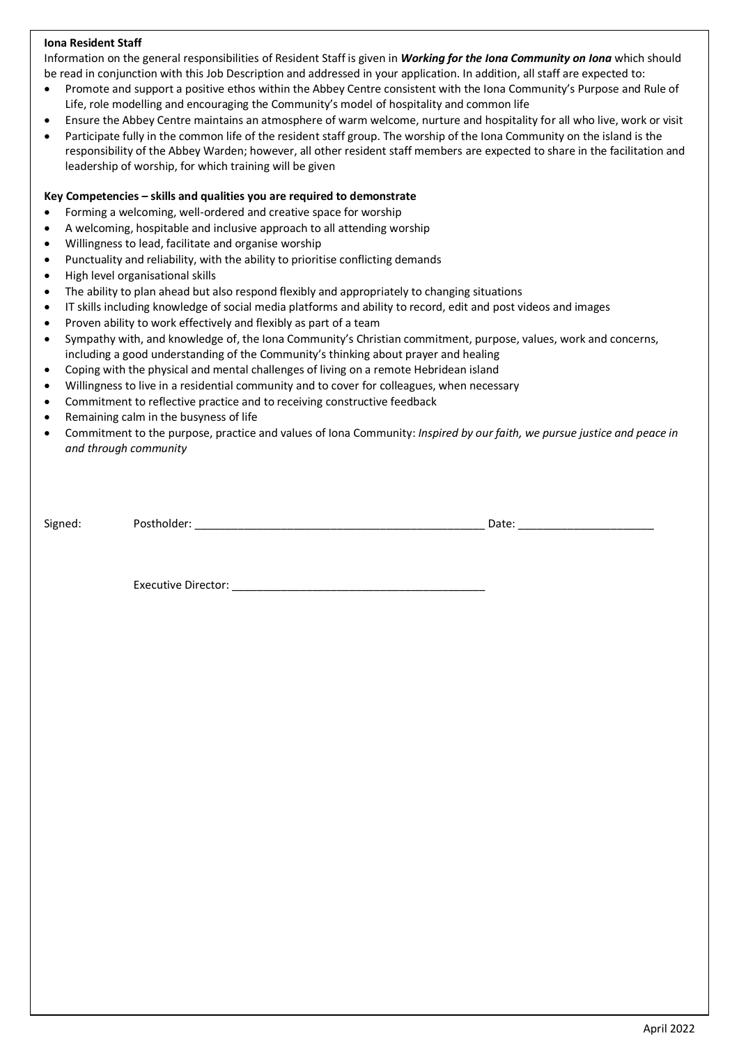**Iona Resident Staff**

Information on the general responsibilities of Resident Staff is given in ***Working for the Iona Community on Iona*** which should be read in conjunction with this Job Description and addressed in your application. In addition, all staff are expected to:

- Promote and support a positive ethos within the Abbey Centre consistent with the Iona Community's Purpose and Rule of Life, role modelling and encouraging the Community's model of hospitality and common life
- Ensure the Abbey Centre maintains an atmosphere of warm welcome, nurture and hospitality for all who live, work or visit
- Participate fully in the common life of the resident staff group. The worship of the Iona Community on the island is the responsibility of the Abbey Warden; however, all other resident staff members are expected to share in the facilitation and leadership of worship, for which training will be given

**Key Competencies – skills and qualities you are required to demonstrate**

- Forming a welcoming, well-ordered and creative space for worship
- A welcoming, hospitable and inclusive approach to all attending worship
- Willingness to lead, facilitate and organise worship
- Punctuality and reliability, with the ability to prioritise conflicting demands
- High level organisational skills
- The ability to plan ahead but also respond flexibly and appropriately to changing situations
- IT skills including knowledge of social media platforms and ability to record, edit and post videos and images
- Proven ability to work effectively and flexibly as part of a team
- Sympathy with, and knowledge of, the Iona Community's Christian commitment, purpose, values, work and concerns, including a good understanding of the Community's thinking about prayer and healing
- Coping with the physical and mental challenges of living on a remote Hebridean island
- Willingness to live in a residential community and to cover for colleagues, when necessary
- Commitment to reflective practice and to receiving constructive feedback
- Remaining calm in the busyness of life
- Commitment to the purpose, practice and values of Iona Community: *Inspired by our faith, we pursue justice and peace in and through community*

Signed: Postholder: _______________________________________________ Date: _____________________

Executive Director: _______________________________________

April 2022